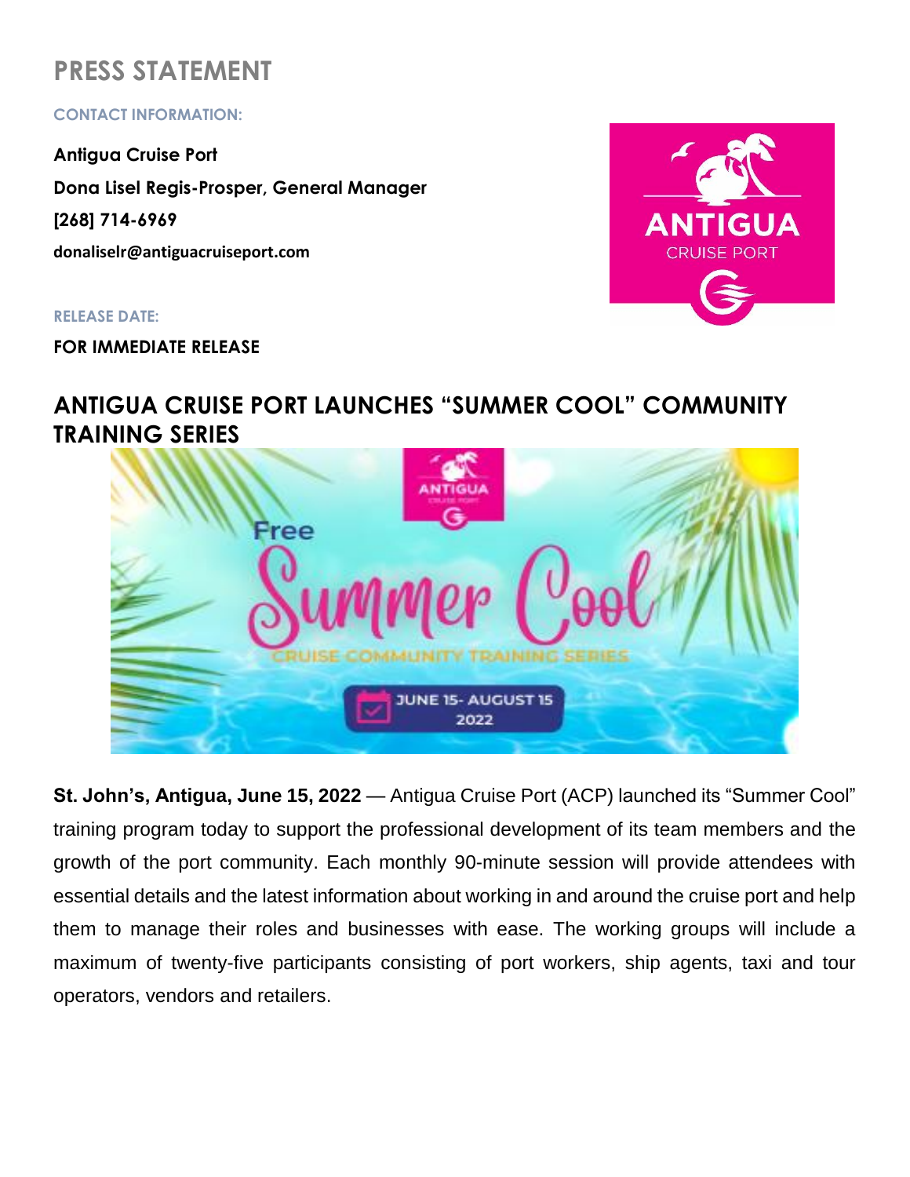# PRESS STATEMENT

**CONTACT INFORMATION:**

**Antigua Cruise Port**
**Dona Lisel Regis-Prosper, General Manager**
**[268] 714-6969**
**donaliselr@antiguacruiseport.com**

**RELEASE DATE:**

**FOR IMMEDIATE RELEASE**

## ANTIGUA CRUISE PORT LAUNCHES "SUMMER COOL" COMMUNITY TRAINING SERIES

**St. John's, Antigua, June 15, 2022** — Antigua Cruise Port (ACP) launched its "Summer Cool" training program today to support the professional development of its team members and the growth of the port community. Each monthly 90-minute session will provide attendees with essential details and the latest information about working in and around the cruise port and help them to manage their roles and businesses with ease. The working groups will include a maximum of twenty-five participants consisting of port workers, ship agents, taxi and tour operators, vendors and retailers.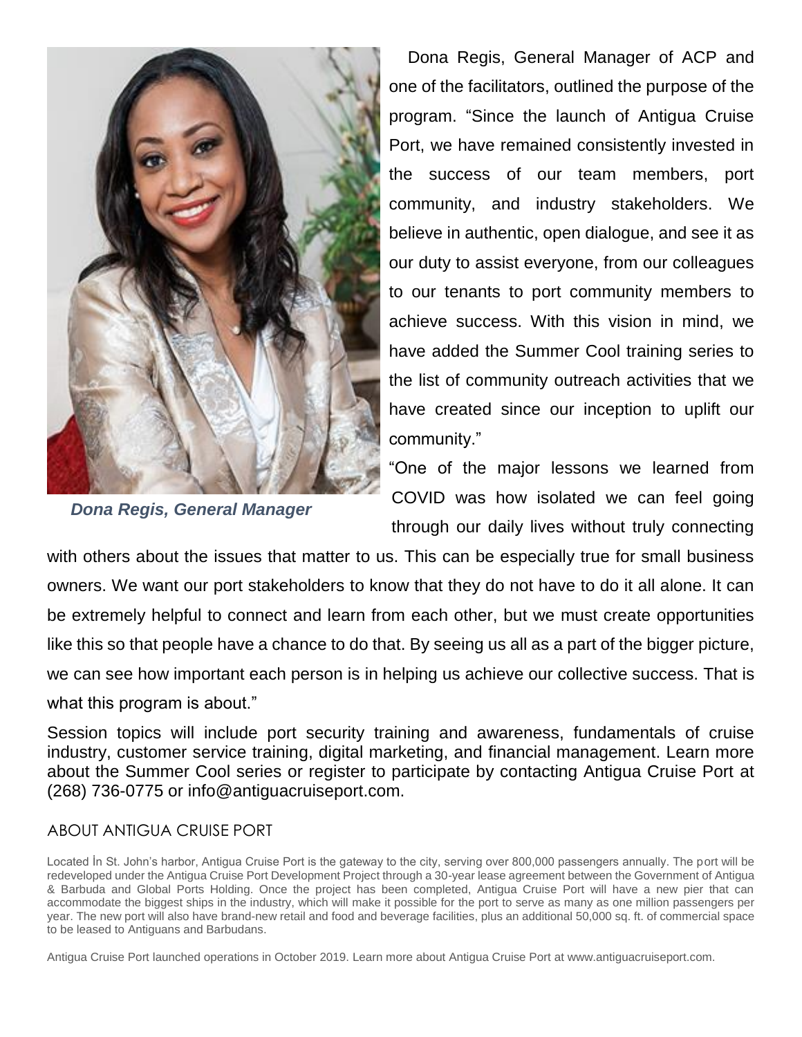*Dona Regis, General Manager*

Dona Regis, General Manager of ACP and one of the facilitators, outlined the purpose of the program. "Since the launch of Antigua Cruise Port, we have remained consistently invested in the success of our team members, port community, and industry stakeholders. We believe in authentic, open dialogue, and see it as our duty to assist everyone, from our colleagues to our tenants to port community members to achieve success. With this vision in mind, we have added the Summer Cool training series to the list of community outreach activities that we have created since our inception to uplift our community."

"One of the major lessons we learned from COVID was how isolated we can feel going through our daily lives without truly connecting with others about the issues that matter to us. This can be especially true for small business owners. We want our port stakeholders to know that they do not have to do it all alone. It can be extremely helpful to connect and learn from each other, but we must create opportunities like this so that people have a chance to do that. By seeing us all as a part of the bigger picture, we can see how important each person is in helping us achieve our collective success. That is what this program is about."

Session topics will include port security training and awareness, fundamentals of cruise industry, customer service training, digital marketing, and financial management. Learn more about the Summer Cool series or register to participate by contacting Antigua Cruise Port at (268) 736-0775 or info@antiguacruiseport.com.

## ABOUT ANTIGUA CRUISE PORT

Located İn St. John's harbor, Antigua Cruise Port is the gateway to the city, serving over 800,000 passengers annually. The port will be redeveloped under the Antigua Cruise Port Development Project through a 30-year lease agreement between the Government of Antigua & Barbuda and Global Ports Holding. Once the project has been completed, Antigua Cruise Port will have a new pier that can accommodate the biggest ships in the industry, which will make it possible for the port to serve as many as one million passengers per year. The new port will also have brand-new retail and food and beverage facilities, plus an additional 50,000 sq. ft. of commercial space to be leased to Antiguans and Barbudans.

Antigua Cruise Port launched operations in October 2019. Learn more about Antigua Cruise Port at www.antiguacruiseport.com.